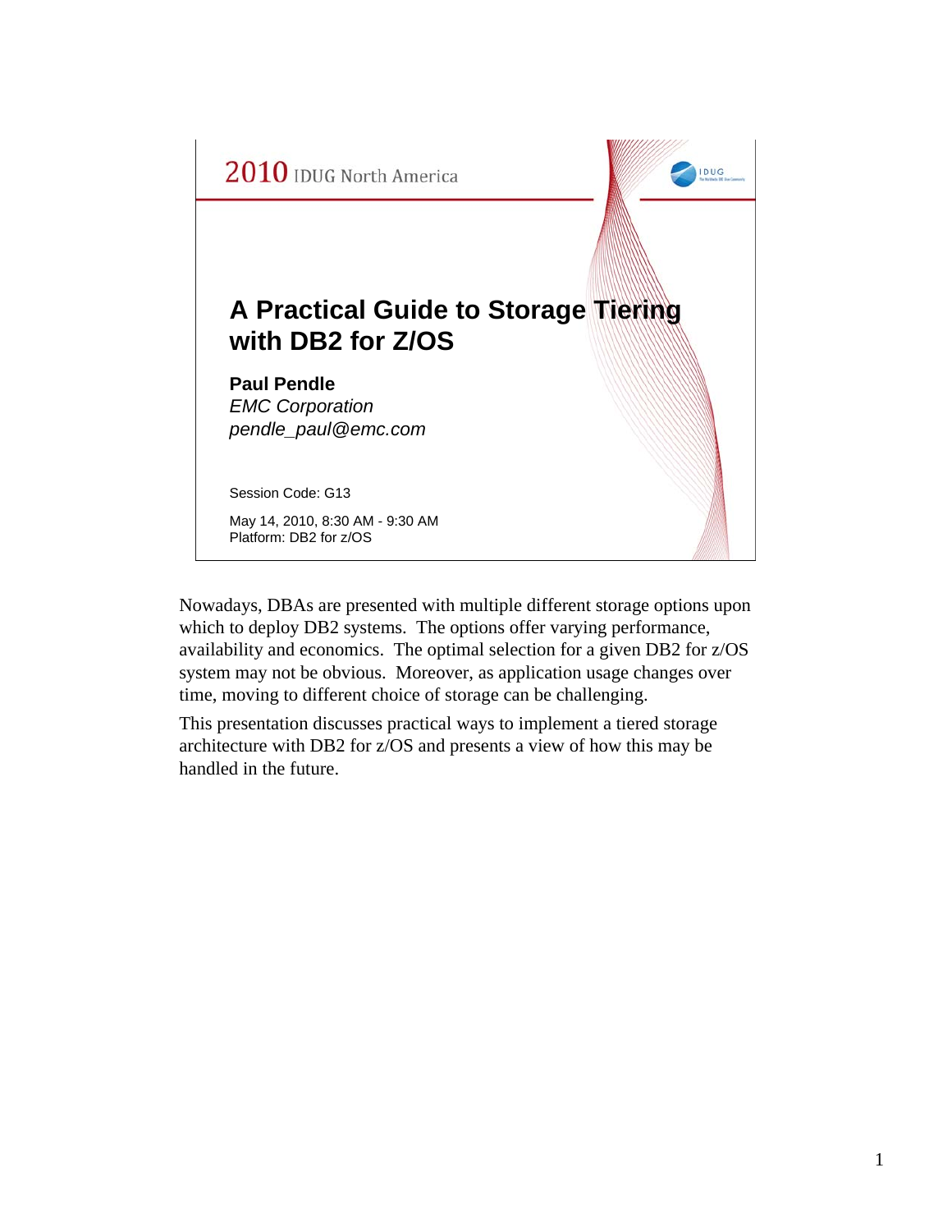2010 IDUG North America

# A Practical Guide to Storage Tiering with DB2 for Z/OS

**Paul Pendle**
*EMC Corporation*
*pendle_paul@emc.com*

Session Code: G13

May 14, 2010, 8:30 AM - 9:30 AM
Platform: DB2 for z/OS

Nowadays, DBAs are presented with multiple different storage options upon which to deploy DB2 systems. The options offer varying performance, availability and economics. The optimal selection for a given DB2 for z/OS system may not be obvious. Moreover, as application usage changes over time, moving to different choice of storage can be challenging.

This presentation discusses practical ways to implement a tiered storage architecture with DB2 for z/OS and presents a view of how this may be handled in the future.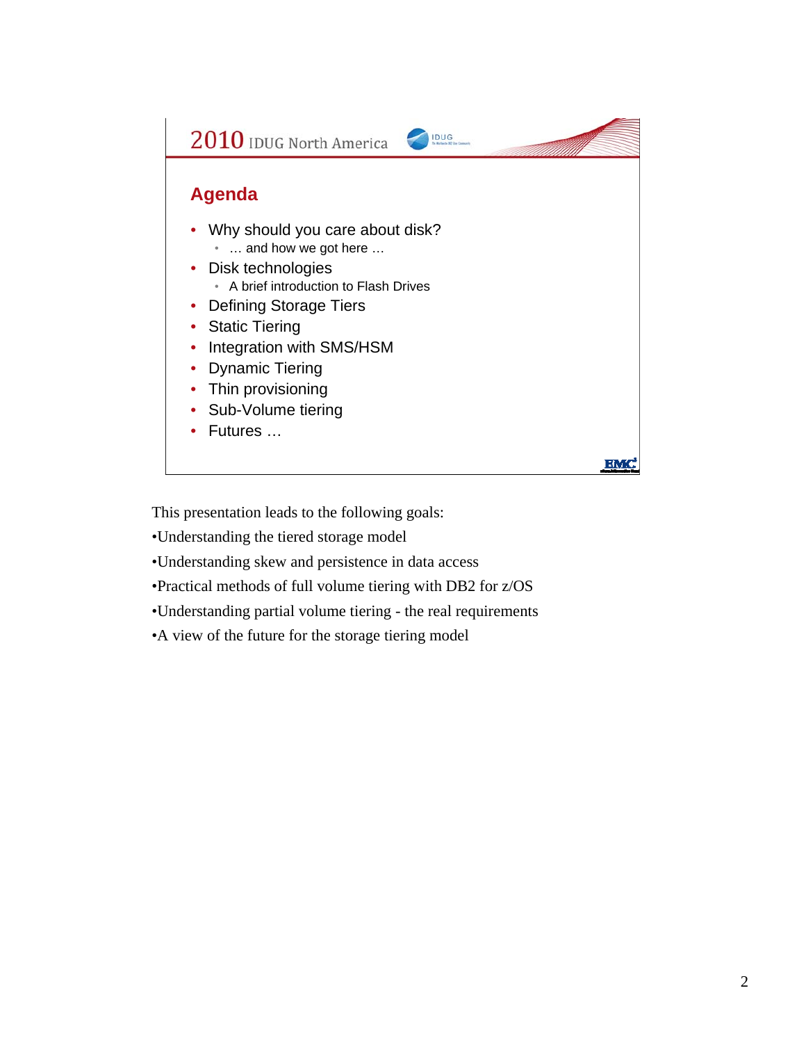## Agenda

- Why should you care about disk?
  - … and how we got here …
- Disk technologies
  - A brief introduction to Flash Drives
- Defining Storage Tiers
- Static Tiering
- Integration with SMS/HSM
- Dynamic Tiering
- Thin provisioning
- Sub-Volume tiering
- Futures …

This presentation leads to the following goals:

•Understanding the tiered storage model

•Understanding skew and persistence in data access

•Practical methods of full volume tiering with DB2 for z/OS

•Understanding partial volume tiering - the real requirements

•A view of the future for the storage tiering model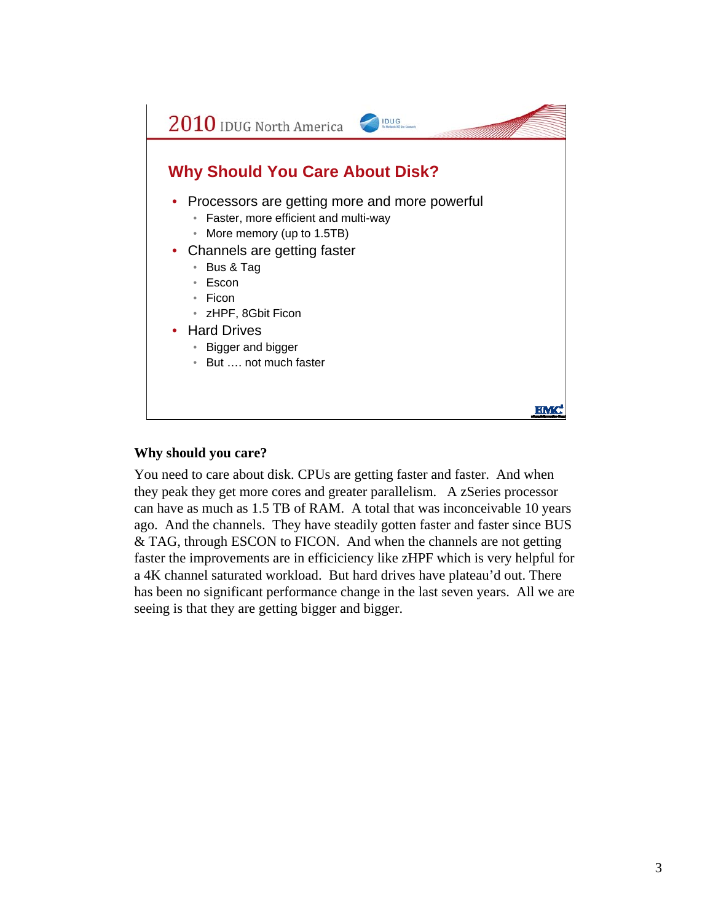2010 IDUG North America

## Why Should You Care About Disk?

- Processors are getting more and more powerful
  - Faster, more efficient and multi-way
  - More memory (up to 1.5TB)
- Channels are getting faster
  - Bus & Tag
  - Escon
  - Ficon
  - zHPF, 8Gbit Ficon
- Hard Drives
  - Bigger and bigger
  - But …. not much faster

**Why should you care?**

You need to care about disk. CPUs are getting faster and faster. And when they peak they get more cores and greater parallelism. A zSeries processor can have as much as 1.5 TB of RAM. A total that was inconceivable 10 years ago. And the channels. They have steadily gotten faster and faster since BUS & TAG, through ESCON to FICON. And when the channels are not getting faster the improvements are in efficiciency like zHPF which is very helpful for a 4K channel saturated workload. But hard drives have plateau'd out. There has been no significant performance change in the last seven years. All we are seeing is that they are getting bigger and bigger.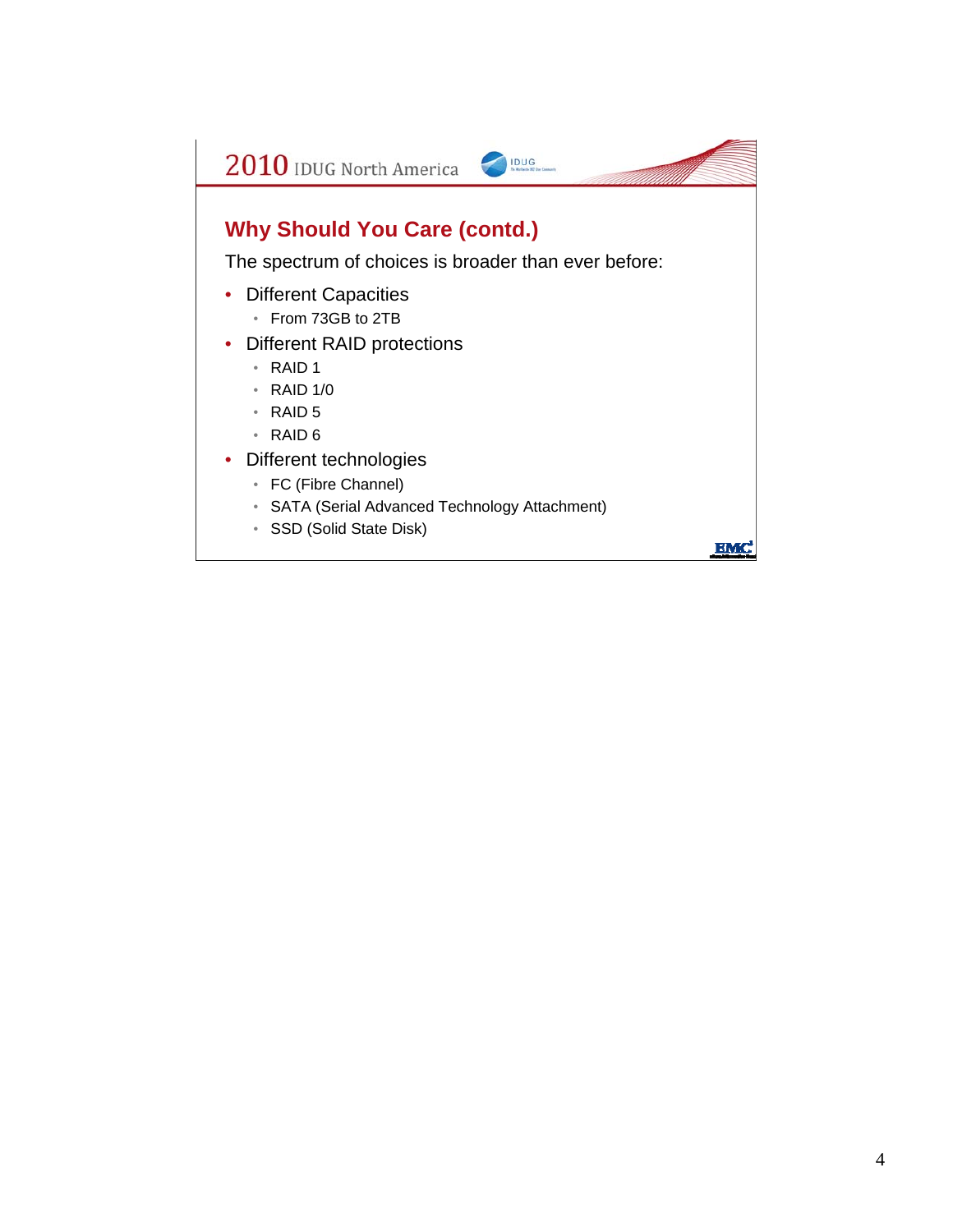## Why Should You Care (contd.)

The spectrum of choices is broader than ever before:

- Different Capacities
  - From 73GB to 2TB
- Different RAID protections
  - RAID 1
  - RAID 1/0
  - RAID 5
  - RAID 6
- Different technologies
  - FC (Fibre Channel)
  - SATA (Serial Advanced Technology Attachment)
  - SSD (Solid State Disk)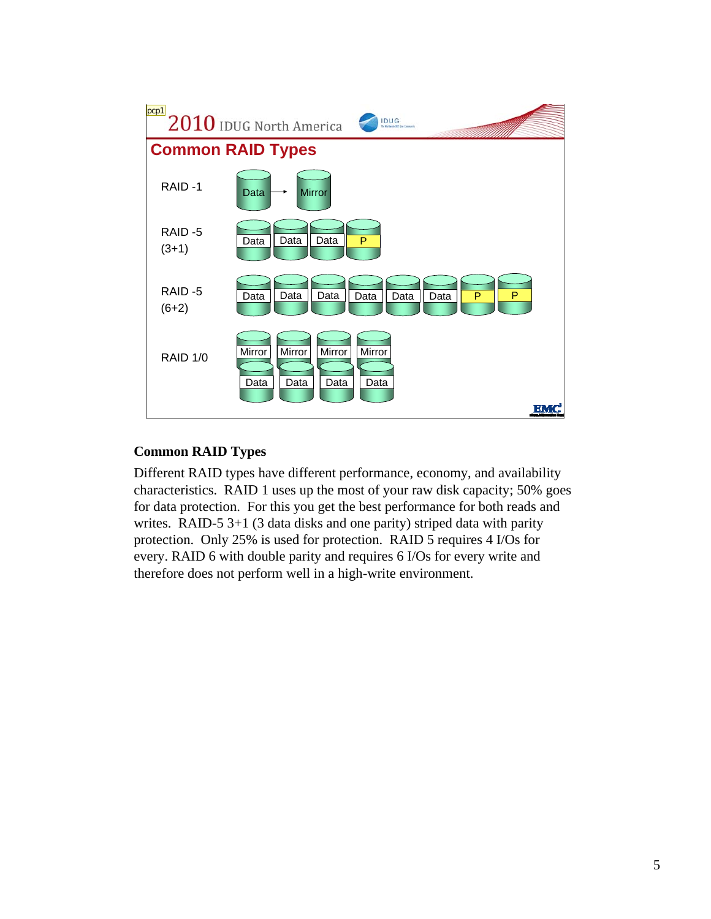## Common RAID Types

RAID -1: Data → Mirror

RAID -5 (3+1): Data | Data | Data | P

RAID -5 (6+2): Data | Data | Data | Data | Data | Data | P | P

RAID 1/0: Mirror | Mirror | Mirror | Mirror / Data | Data | Data | Data

**Common RAID Types**

Different RAID types have different performance, economy, and availability characteristics. RAID 1 uses up the most of your raw disk capacity; 50% goes for data protection. For this you get the best performance for both reads and writes. RAID-5 3+1 (3 data disks and one parity) striped data with parity protection. Only 25% is used for protection. RAID 5 requires 4 I/Os for every. RAID 6 with double parity and requires 6 I/Os for every write and therefore does not perform well in a high-write environment.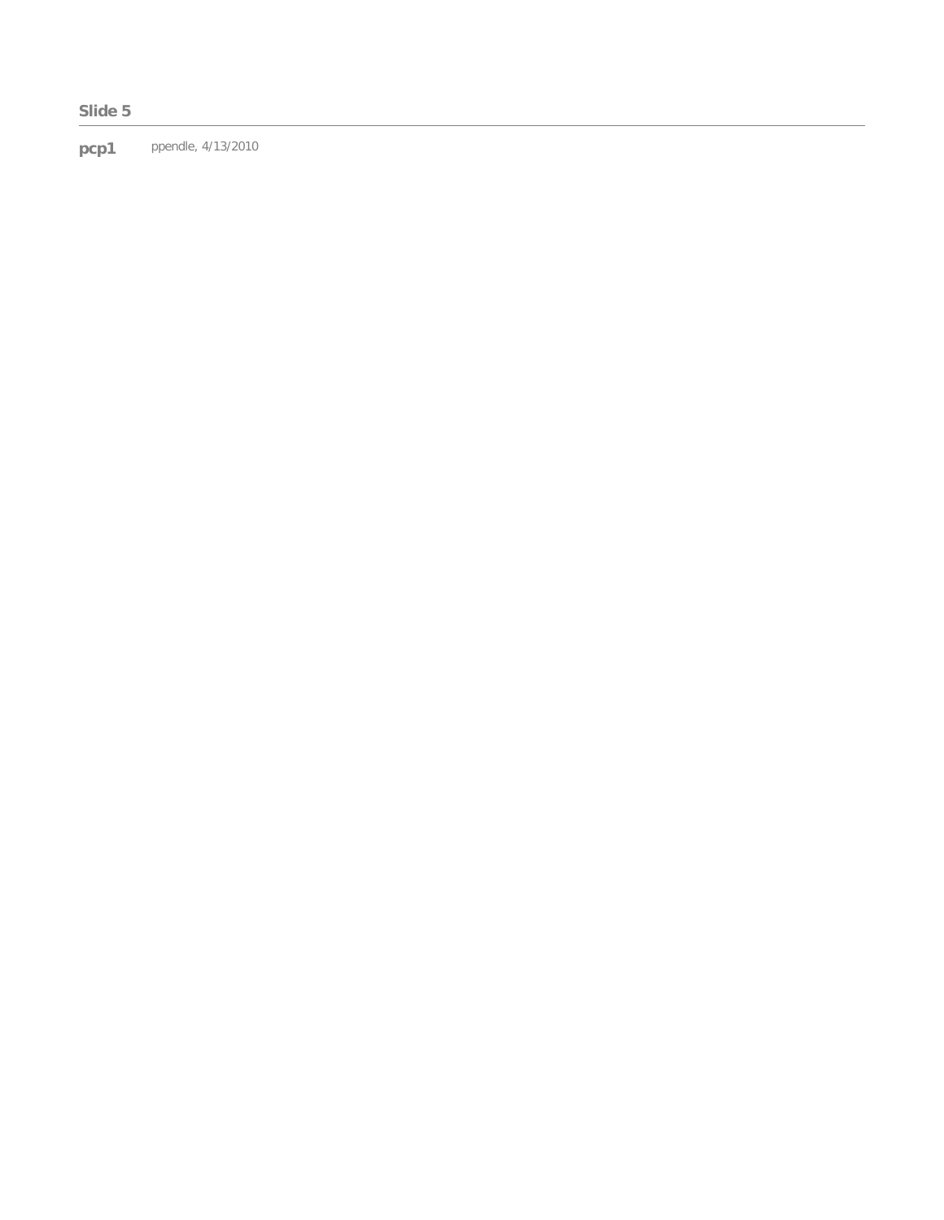**Slide 5**

---

**pcp1** ppendle, 4/13/2010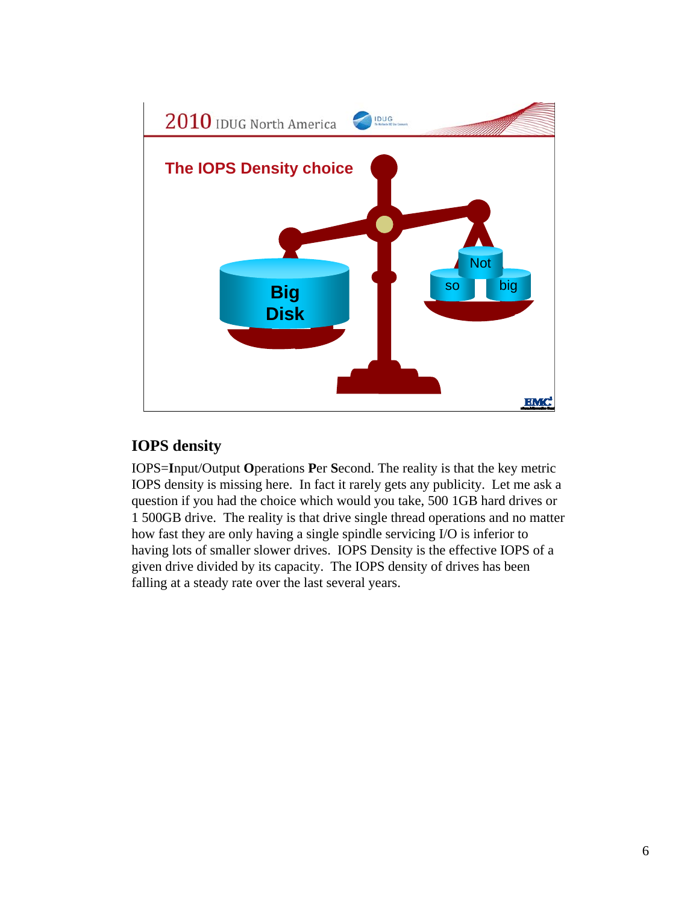## The IOPS Density choice

Big Disk

Not so big

## IOPS density

IOPS=**I**nput/Output **O**perations **P**er **S**econd. The reality is that the key metric IOPS density is missing here. In fact it rarely gets any publicity. Let me ask a question if you had the choice which would you take, 500 1GB hard drives or 1 500GB drive. The reality is that drive single thread operations and no matter how fast they are only having a single spindle servicing I/O is inferior to having lots of smaller slower drives. IOPS Density is the effective IOPS of a given drive divided by its capacity. The IOPS density of drives has been falling at a steady rate over the last several years.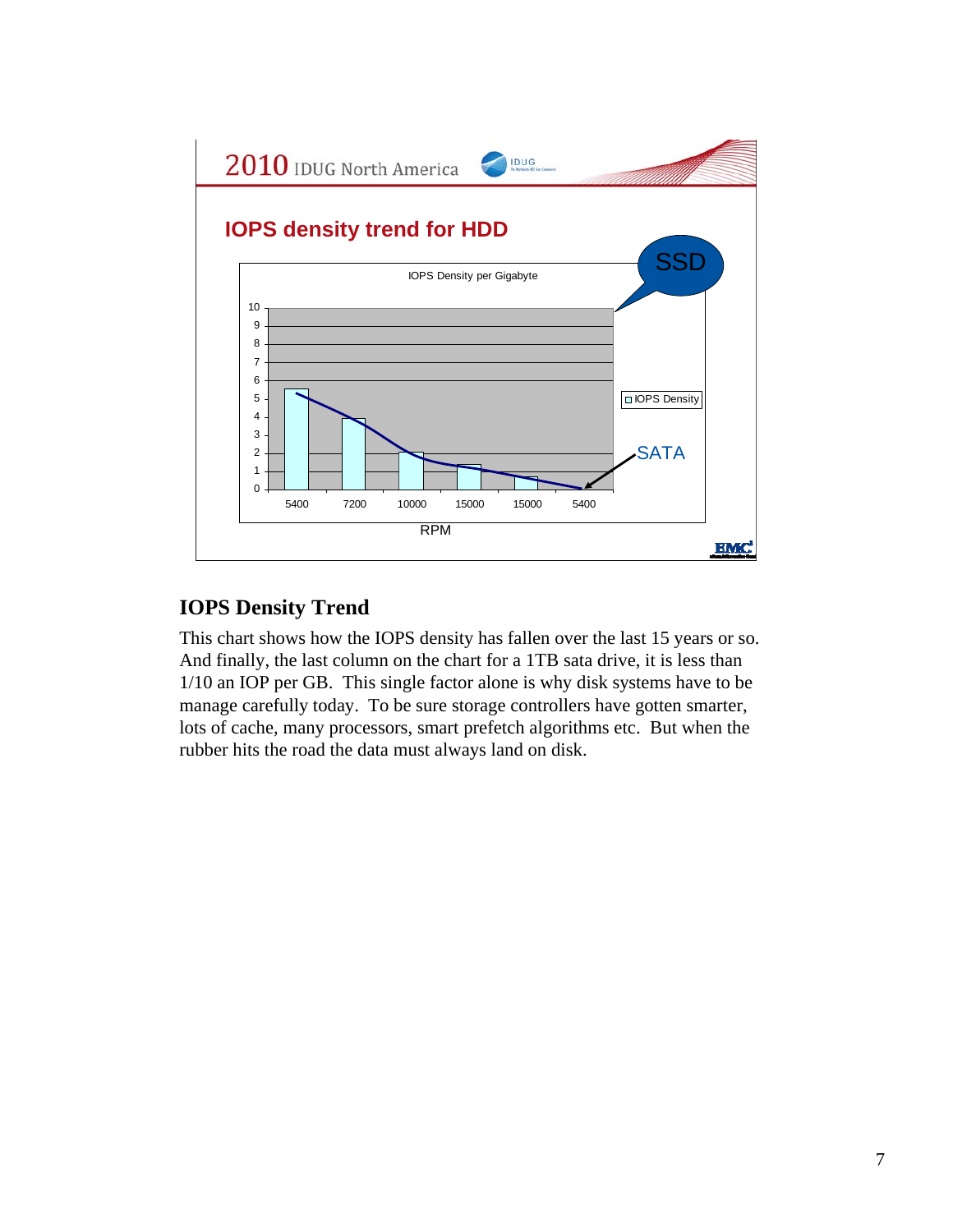## IOPS density trend for HDD

IOPS Density per Gigabyte

| RPM | IOPS Density |
| --- | --- |
| 5400 | ~5.6 |
| 7200 | ~4 |
| 10000 | ~2.1 |
| 15000 | ~1.4 |
| 15000 | ~0.7 |
| 5400 | ~0.1 |

SSD

SATA

### IOPS Density Trend

This chart shows how the IOPS density has fallen over the last 15 years or so. And finally, the last column on the chart for a 1TB sata drive, it is less than 1/10 an IOP per GB. This single factor alone is why disk systems have to be manage carefully today. To be sure storage controllers have gotten smarter, lots of cache, many processors, smart prefetch algorithms etc. But when the rubber hits the road the data must always land on disk.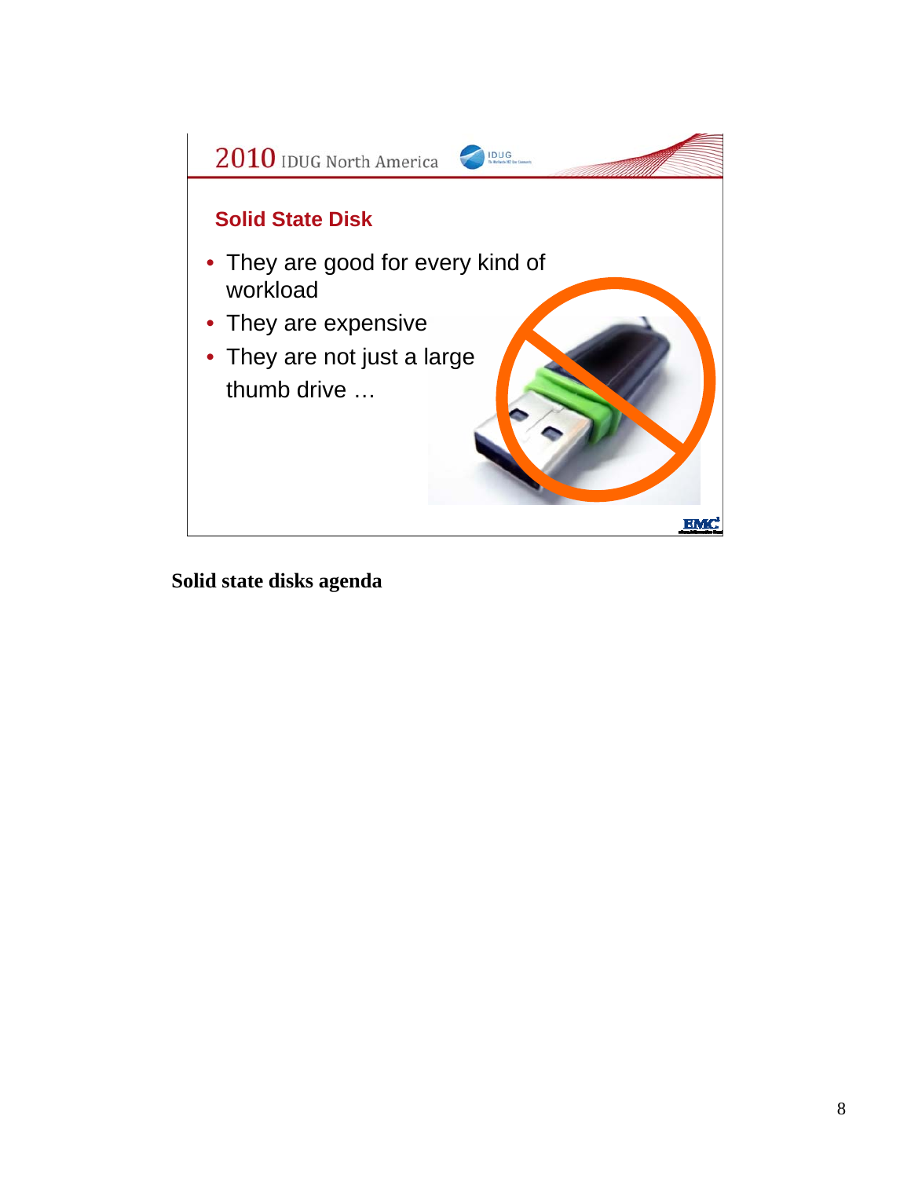## Solid State Disk

- They are good for every kind of workload
- They are expensive
- They are not just a large thumb drive …

**Solid state disks agenda**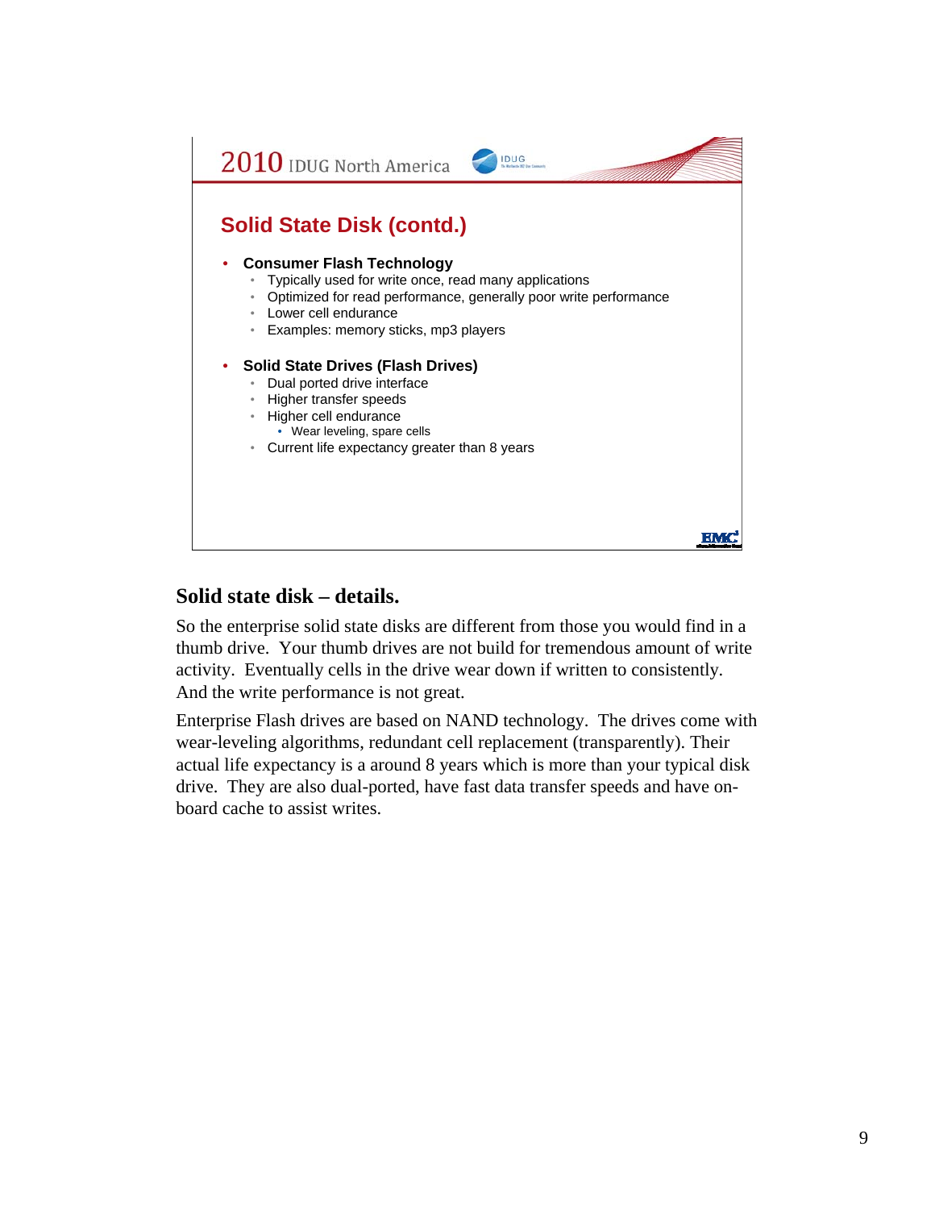2010 IDUG North America

## Solid State Disk (contd.)

- **Consumer Flash Technology**
  - Typically used for write once, read many applications
  - Optimized for read performance, generally poor write performance
  - Lower cell endurance
  - Examples: memory sticks, mp3 players
- **Solid State Drives (Flash Drives)**
  - Dual ported drive interface
  - Higher transfer speeds
  - Higher cell endurance
    - Wear leveling, spare cells
  - Current life expectancy greater than 8 years

## Solid state disk – details.

So the enterprise solid state disks are different from those you would find in a thumb drive. Your thumb drives are not build for tremendous amount of write activity. Eventually cells in the drive wear down if written to consistently. And the write performance is not great.

Enterprise Flash drives are based on NAND technology. The drives come with wear-leveling algorithms, redundant cell replacement (transparently). Their actual life expectancy is a around 8 years which is more than your typical disk drive. They are also dual-ported, have fast data transfer speeds and have on-board cache to assist writes.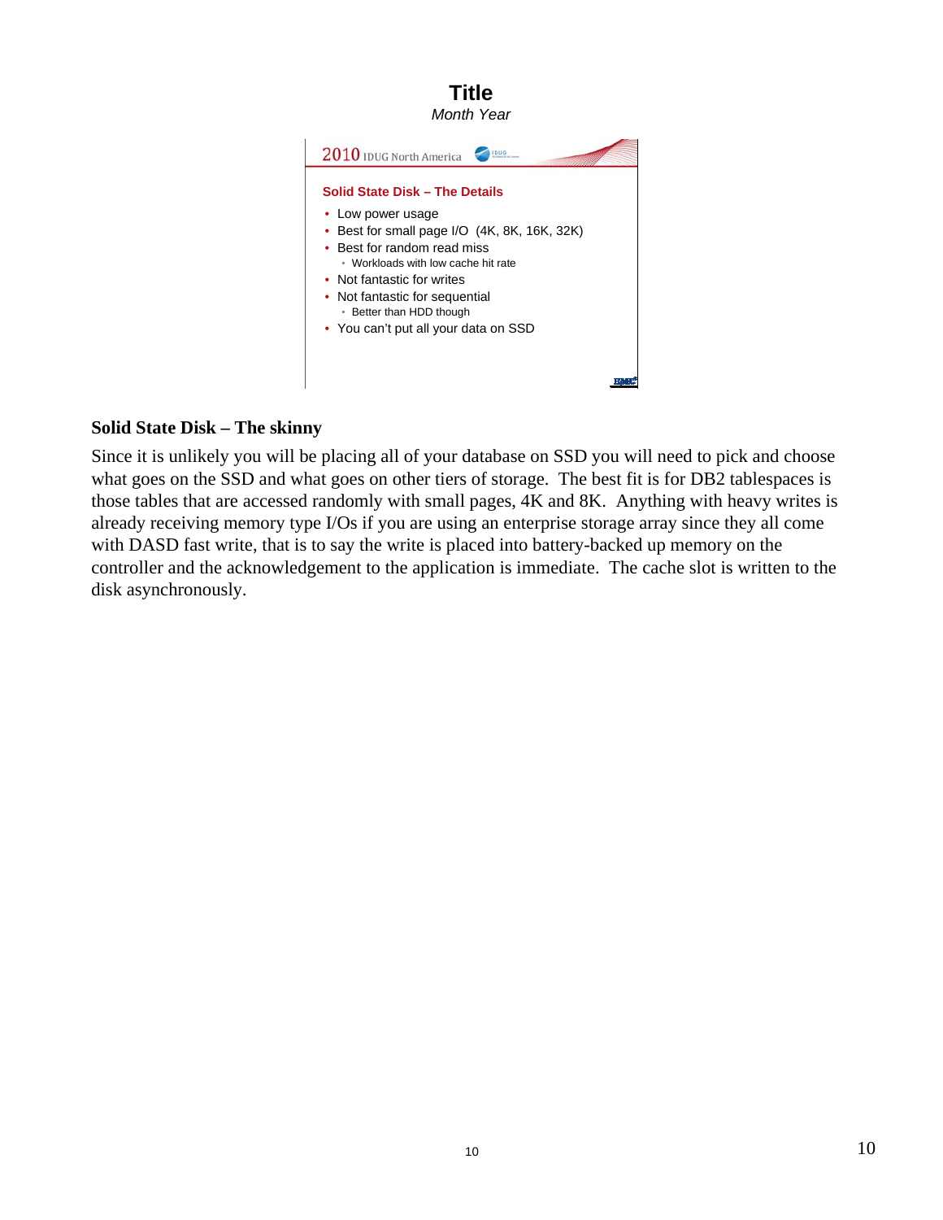**Title**

*Month Year*

2010 IDUG North America

**Solid State Disk – The Details**

- Low power usage
- Best for small page I/O (4K, 8K, 16K, 32K)
- Best for random read miss
  - Workloads with low cache hit rate
- Not fantastic for writes
- Not fantastic for sequential
  - Better than HDD though
- You can't put all your data on SSD

## Solid State Disk – The skinny

Since it is unlikely you will be placing all of your database on SSD you will need to pick and choose what goes on the SSD and what goes on other tiers of storage. The best fit is for DB2 tablespaces is those tables that are accessed randomly with small pages, 4K and 8K. Anything with heavy writes is already receiving memory type I/Os if you are using an enterprise storage array since they all come with DASD fast write, that is to say the write is placed into battery-backed up memory on the controller and the acknowledgement to the application is immediate. The cache slot is written to the disk asynchronously.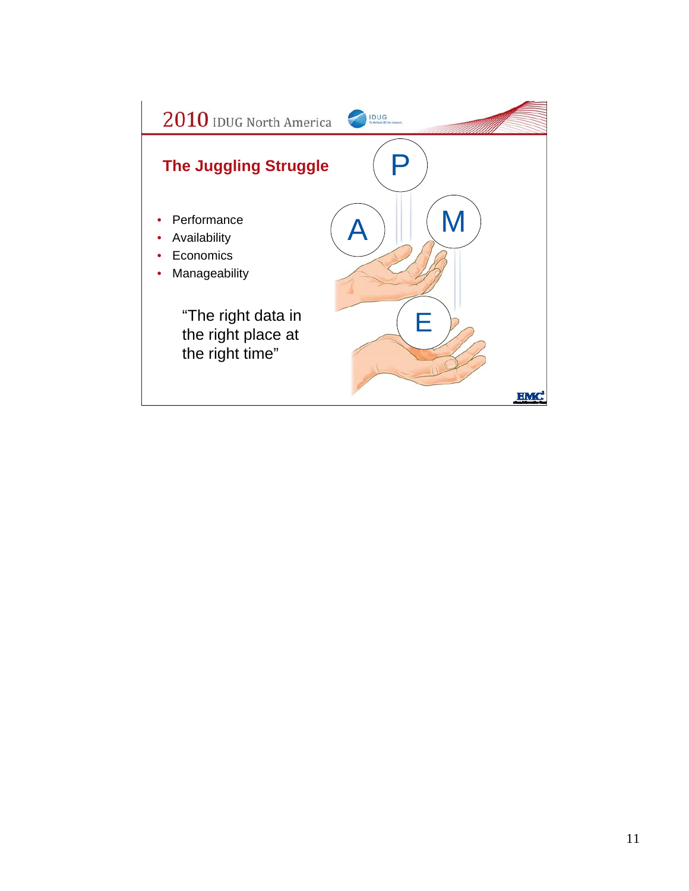## The Juggling Struggle

- Performance
- Availability
- Economics
- Manageability

"The right data in the right place at the right time"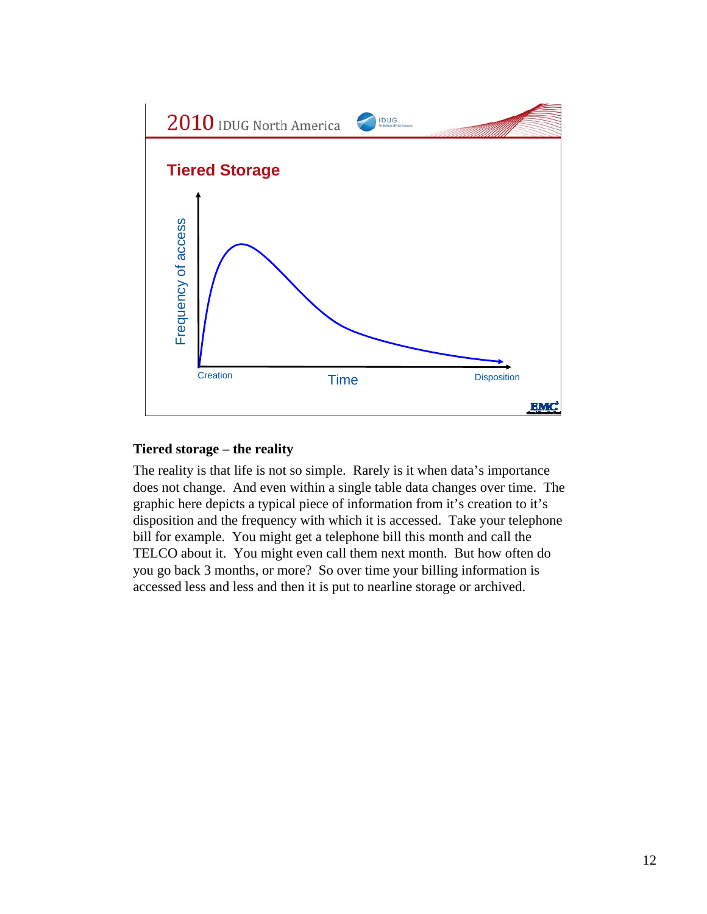## Tiered Storage

Frequency of access

Creation — Time — Disposition

### Tiered storage – the reality

The reality is that life is not so simple. Rarely is it when data's importance does not change. And even within a single table data changes over time. The graphic here depicts a typical piece of information from it's creation to it's disposition and the frequency with which it is accessed. Take your telephone bill for example. You might get a telephone bill this month and call the TELCO about it. You might even call them next month. But how often do you go back 3 months, or more? So over time your billing information is accessed less and less and then it is put to nearline storage or archived.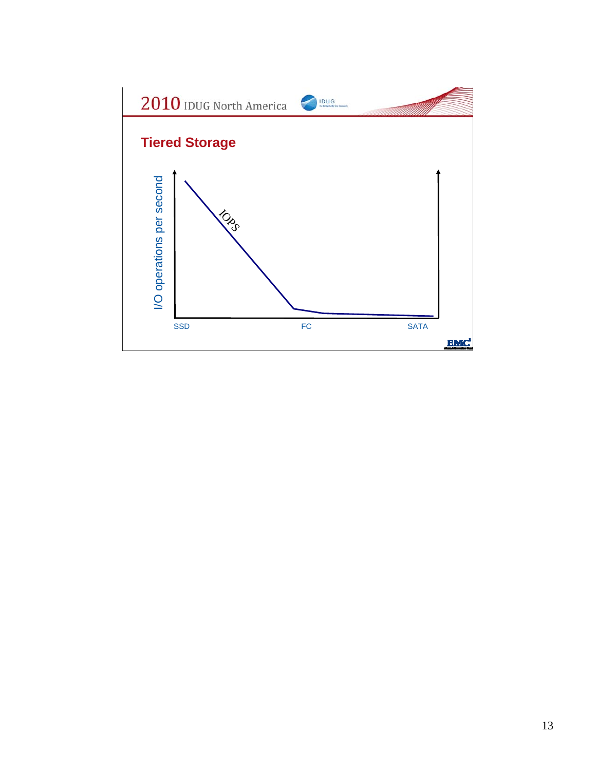## Tiered Storage

I/O operations per second

IOPS

SSD FC SATA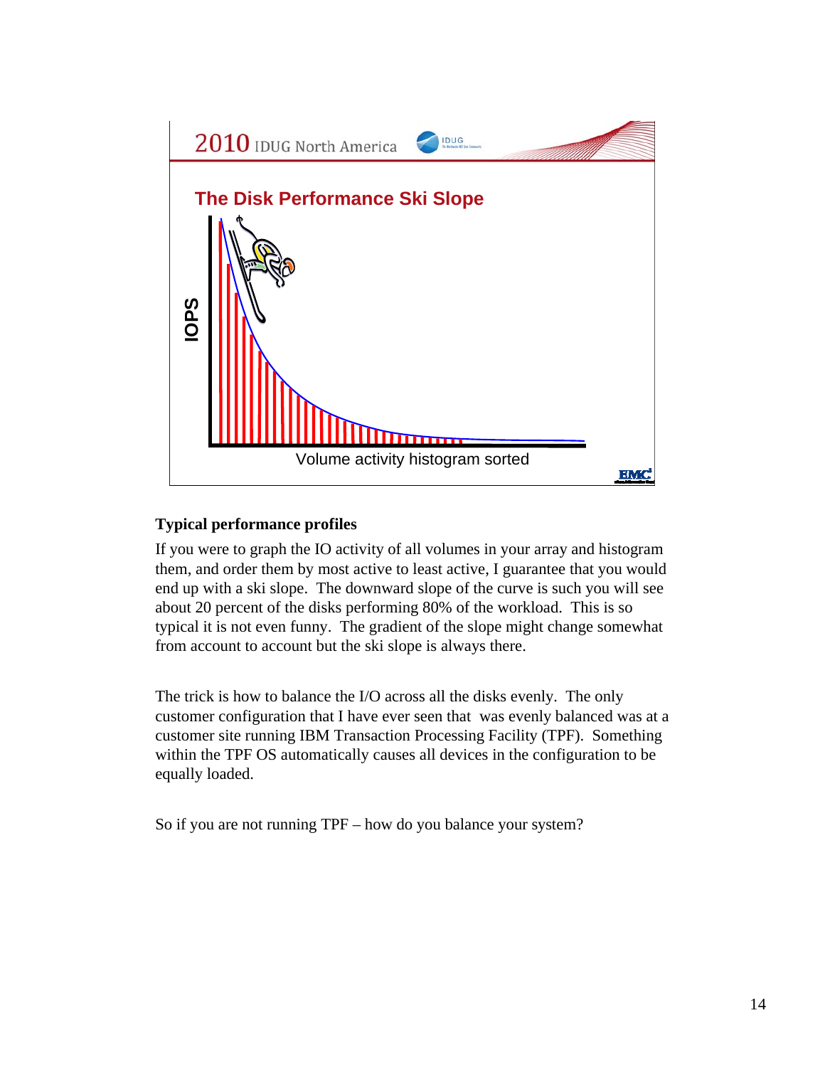## The Disk Performance Ski Slope

IOPS

Volume activity histogram sorted

**Typical performance profiles**

If you were to graph the IO activity of all volumes in your array and histogram them, and order them by most active to least active, I guarantee that you would end up with a ski slope. The downward slope of the curve is such you will see about 20 percent of the disks performing 80% of the workload. This is so typical it is not even funny. The gradient of the slope might change somewhat from account to account but the ski slope is always there.

The trick is how to balance the I/O across all the disks evenly. The only customer configuration that I have ever seen that was evenly balanced was at a customer site running IBM Transaction Processing Facility (TPF). Something within the TPF OS automatically causes all devices in the configuration to be equally loaded.

So if you are not running TPF – how do you balance your system?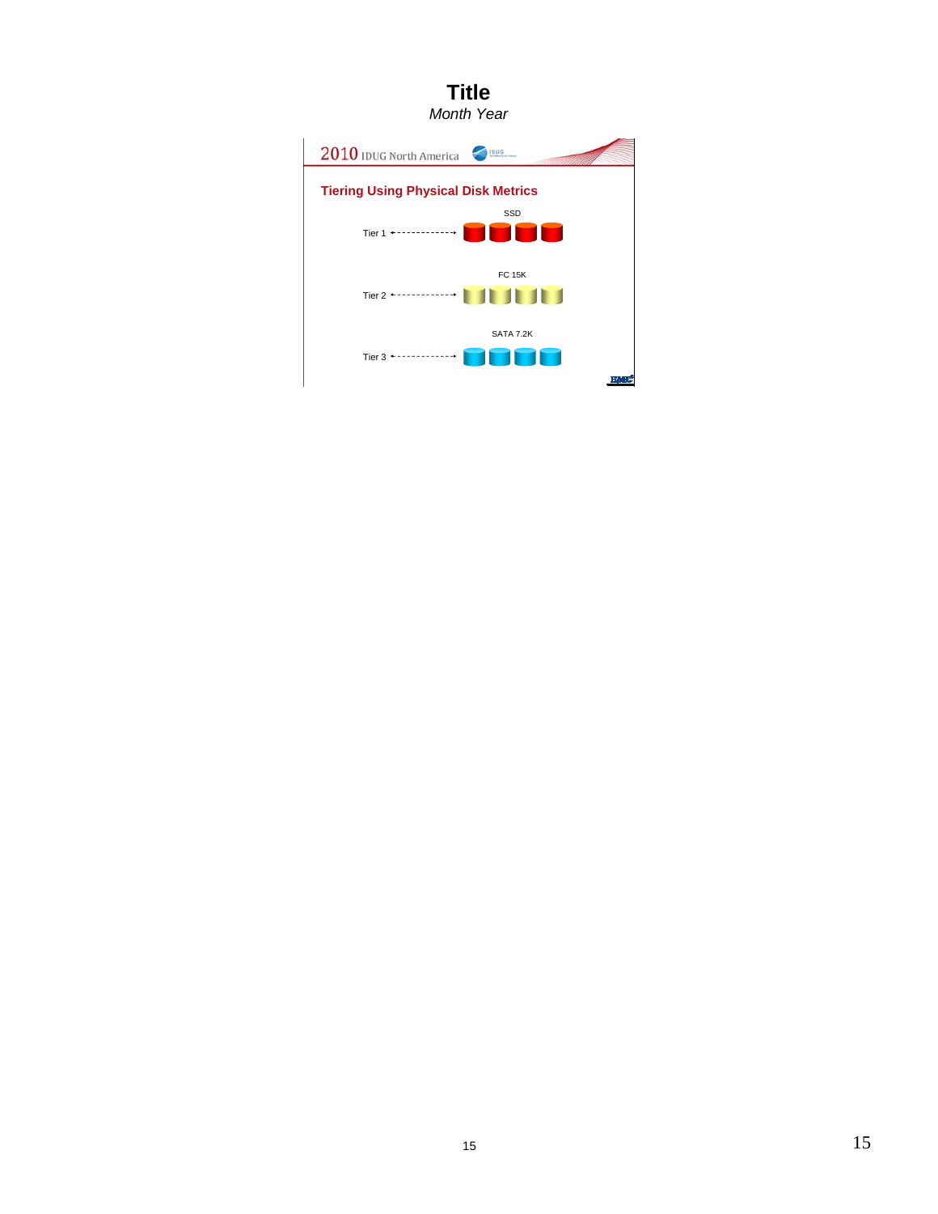# Title

*Month Year*

2010 IDUG North America

## Tiering Using Physical Disk Metrics

SSD

Tier 1

FC 15K

Tier 2

SATA 7.2K

Tier 3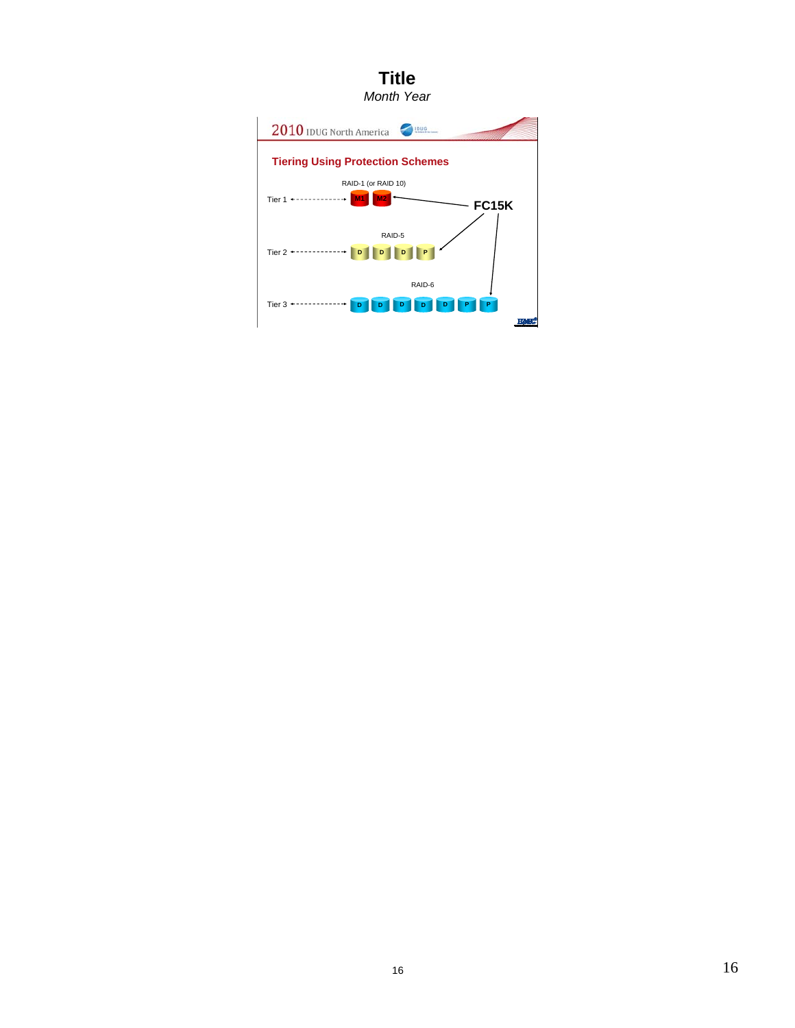**Title**

*Month Year*

2010 IDUG North America

## Tiering Using Protection Schemes

RAID-1 (or RAID 10)

Tier 1 ←------------→ M1 M2 ← FC15K

RAID-5

Tier 2 ←------------→ D D D P

RAID-6

Tier 3 ←------------→ D D D D D P P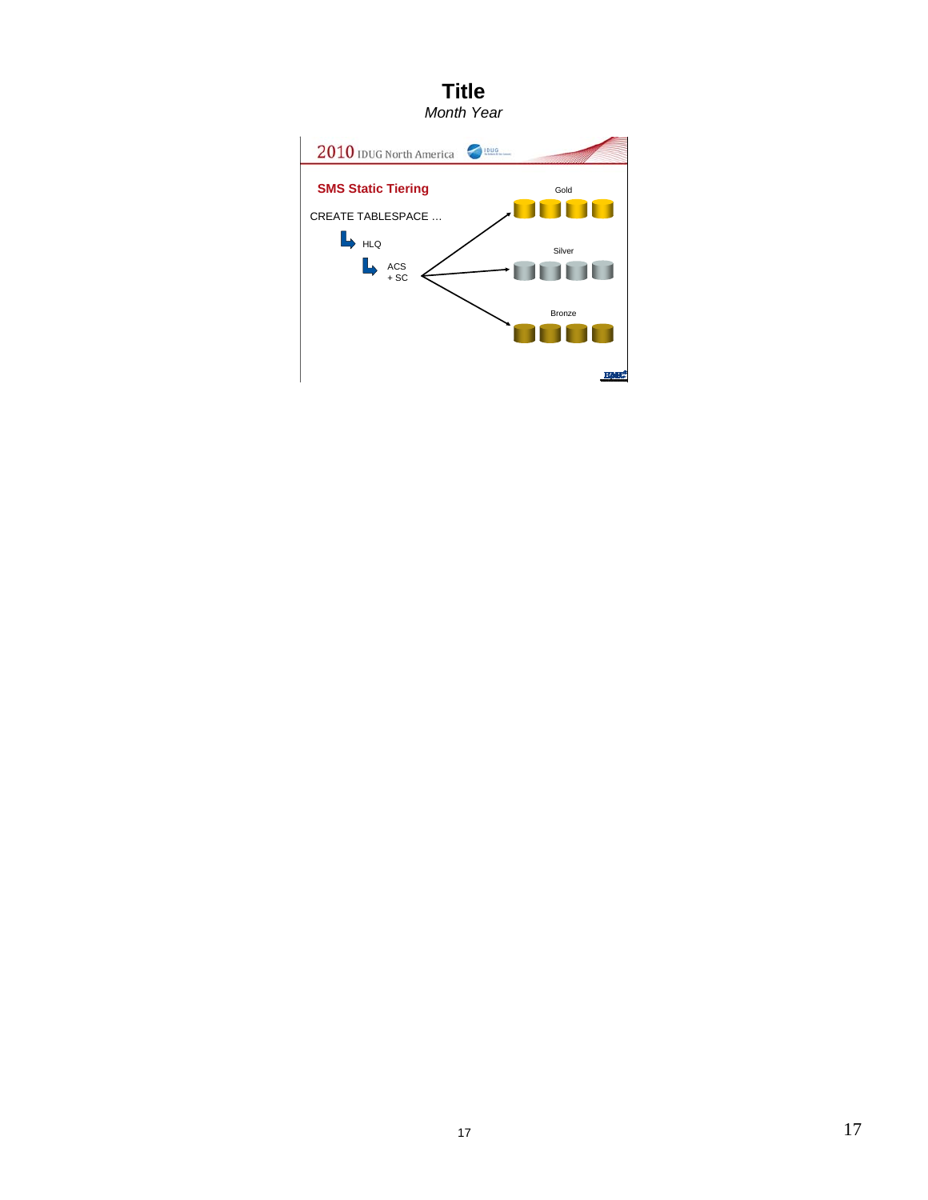# Title

*Month Year*

2010 IDUG North America

## SMS Static Tiering

CREATE TABLESPACE …

- HLQ
  - ACS + SC

Gold

Silver

Bronze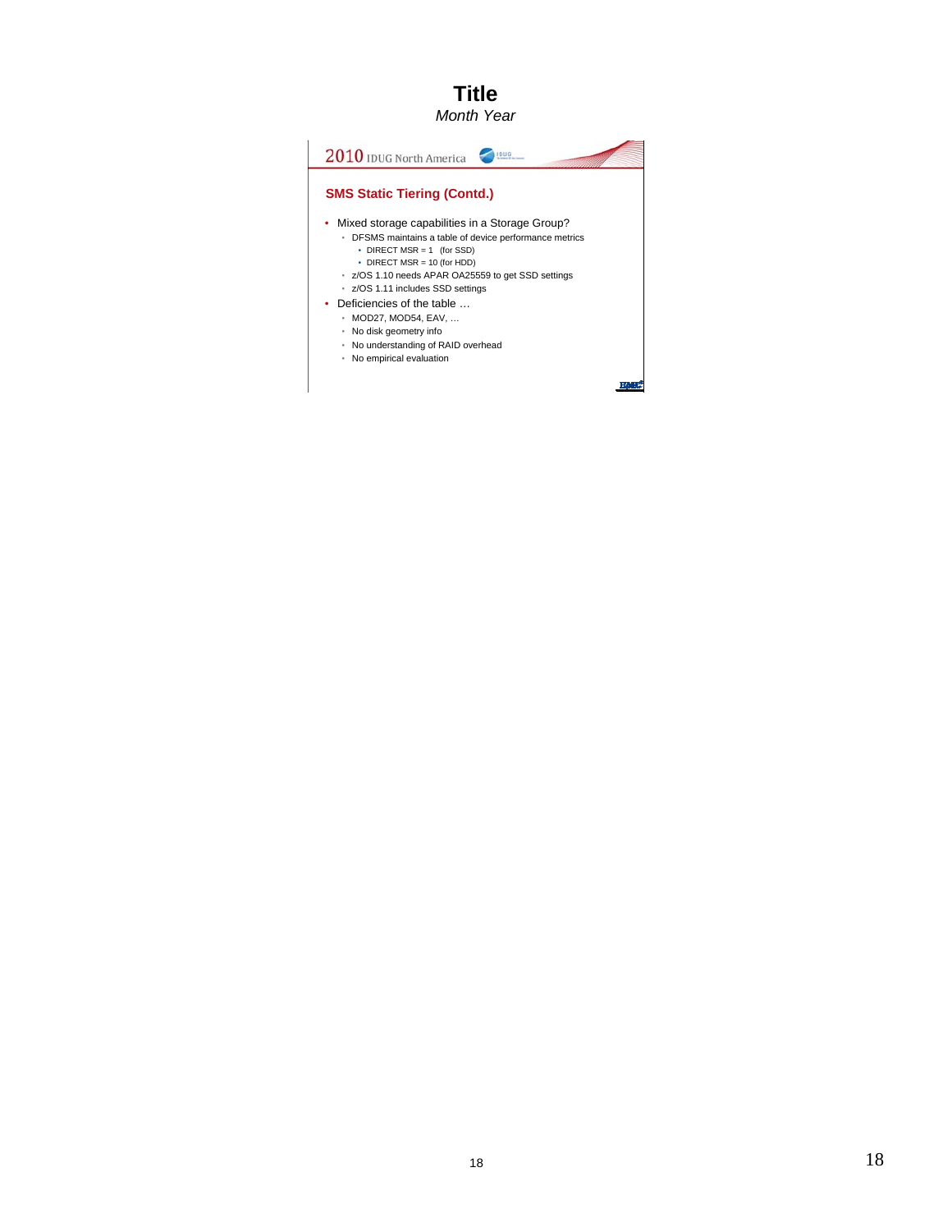# Title

*Month Year*

2010 IDUG North America

## SMS Static Tiering (Contd.)

- Mixed storage capabilities in a Storage Group?
  - DFSMS maintains a table of device performance metrics
    - DIRECT MSR = 1 (for SSD)
    - DIRECT MSR = 10 (for HDD)
  - z/OS 1.10 needs APAR OA25559 to get SSD settings
  - z/OS 1.11 includes SSD settings
- Deficiencies of the table …
  - MOD27, MOD54, EAV, …
  - No disk geometry info
  - No understanding of RAID overhead
  - No empirical evaluation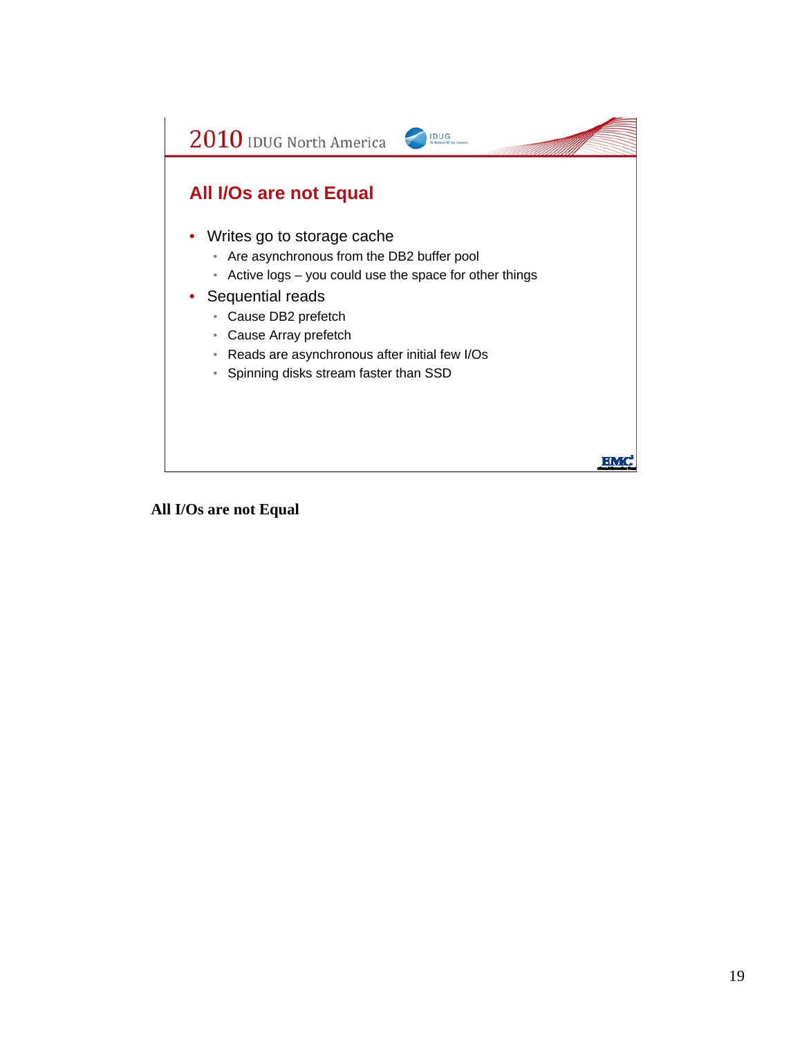## All I/Os are not Equal

- Writes go to storage cache
  - Are asynchronous from the DB2 buffer pool
  - Active logs – you could use the space for other things
- Sequential reads
  - Cause DB2 prefetch
  - Cause Array prefetch
  - Reads are asynchronous after initial few I/Os
  - Spinning disks stream faster than SSD

**All I/Os are not Equal**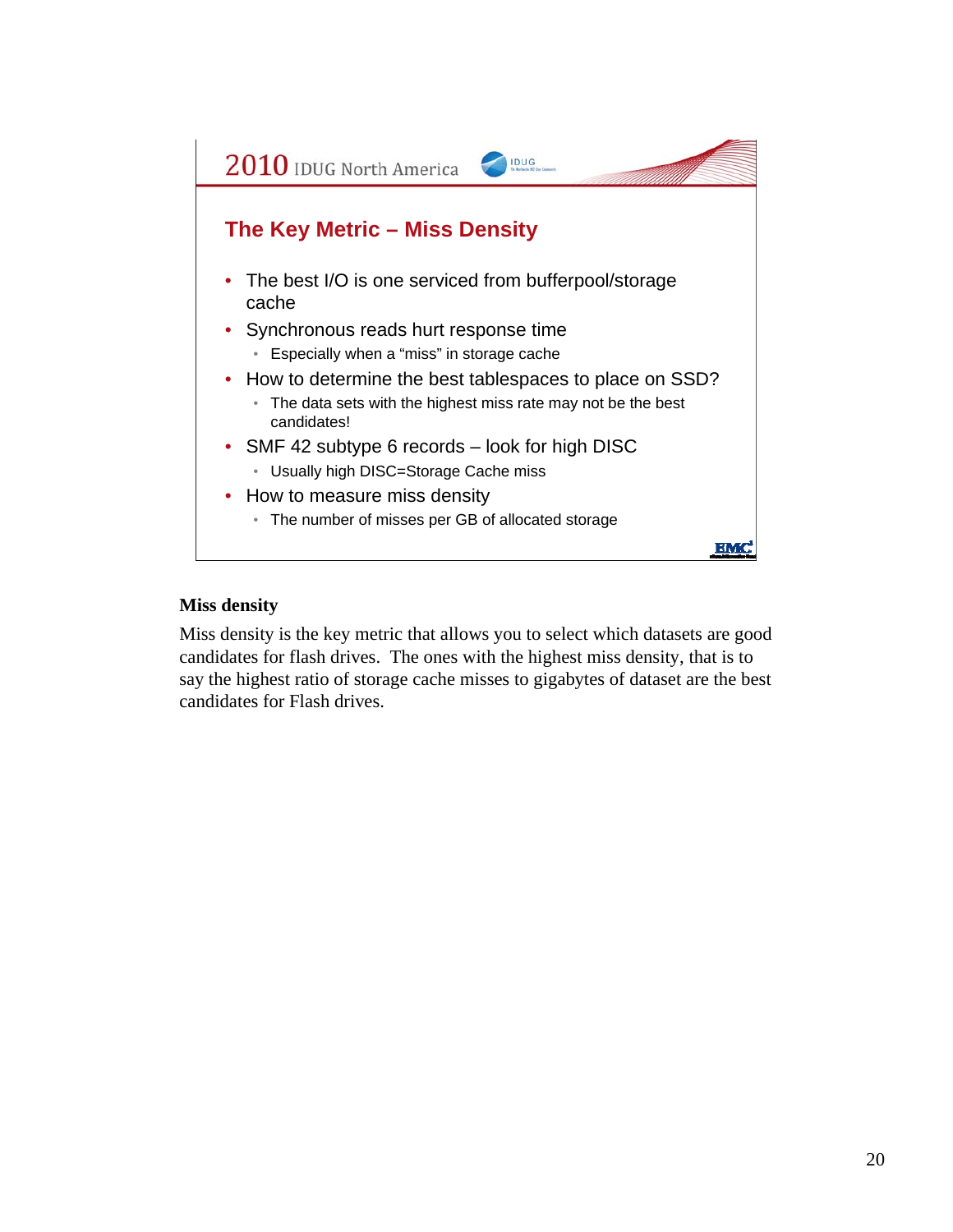## The Key Metric – Miss Density

- The best I/O is one serviced from bufferpool/storage cache
- Synchronous reads hurt response time
  - Especially when a "miss" in storage cache
- How to determine the best tablespaces to place on SSD?
  - The data sets with the highest miss rate may not be the best candidates!
- SMF 42 subtype 6 records – look for high DISC
  - Usually high DISC=Storage Cache miss
- How to measure miss density
  - The number of misses per GB of allocated storage

**Miss density**

Miss density is the key metric that allows you to select which datasets are good candidates for flash drives. The ones with the highest miss density, that is to say the highest ratio of storage cache misses to gigabytes of dataset are the best candidates for Flash drives.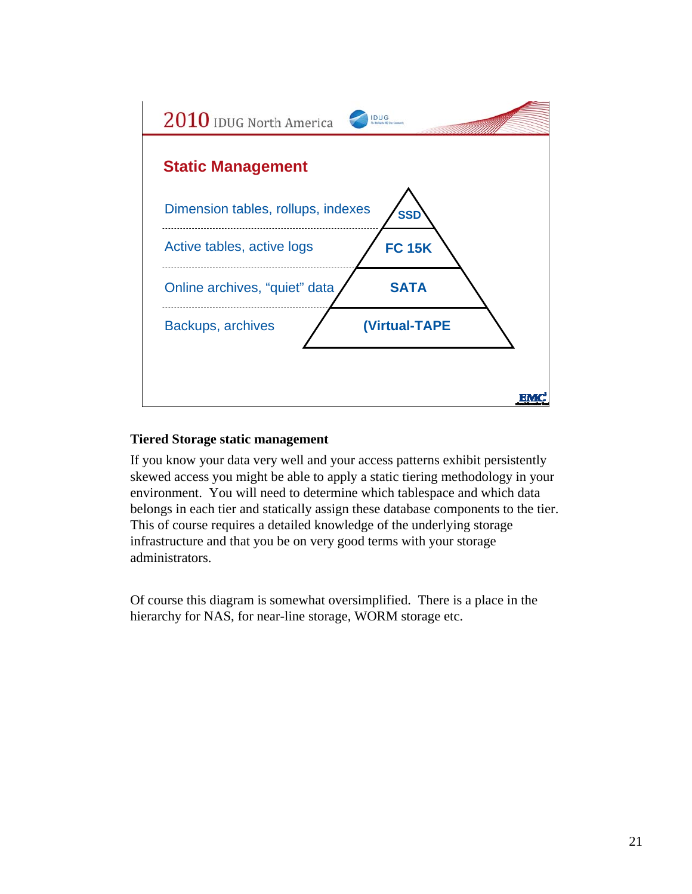## Static Management

| Data | Storage Tier |
|---|---|
| Dimension tables, rollups, indexes | SSD |
| Active tables, active logs | FC 15K |
| Online archives, "quiet" data | SATA |
| Backups, archives | (Virtual-TAPE |

### Tiered Storage static management

If you know your data very well and your access patterns exhibit persistently skewed access you might be able to apply a static tiering methodology in your environment. You will need to determine which tablespace and which data belongs in each tier and statically assign these database components to the tier. This of course requires a detailed knowledge of the underlying storage infrastructure and that you be on very good terms with your storage administrators.

Of course this diagram is somewhat oversimplified. There is a place in the hierarchy for NAS, for near-line storage, WORM storage etc.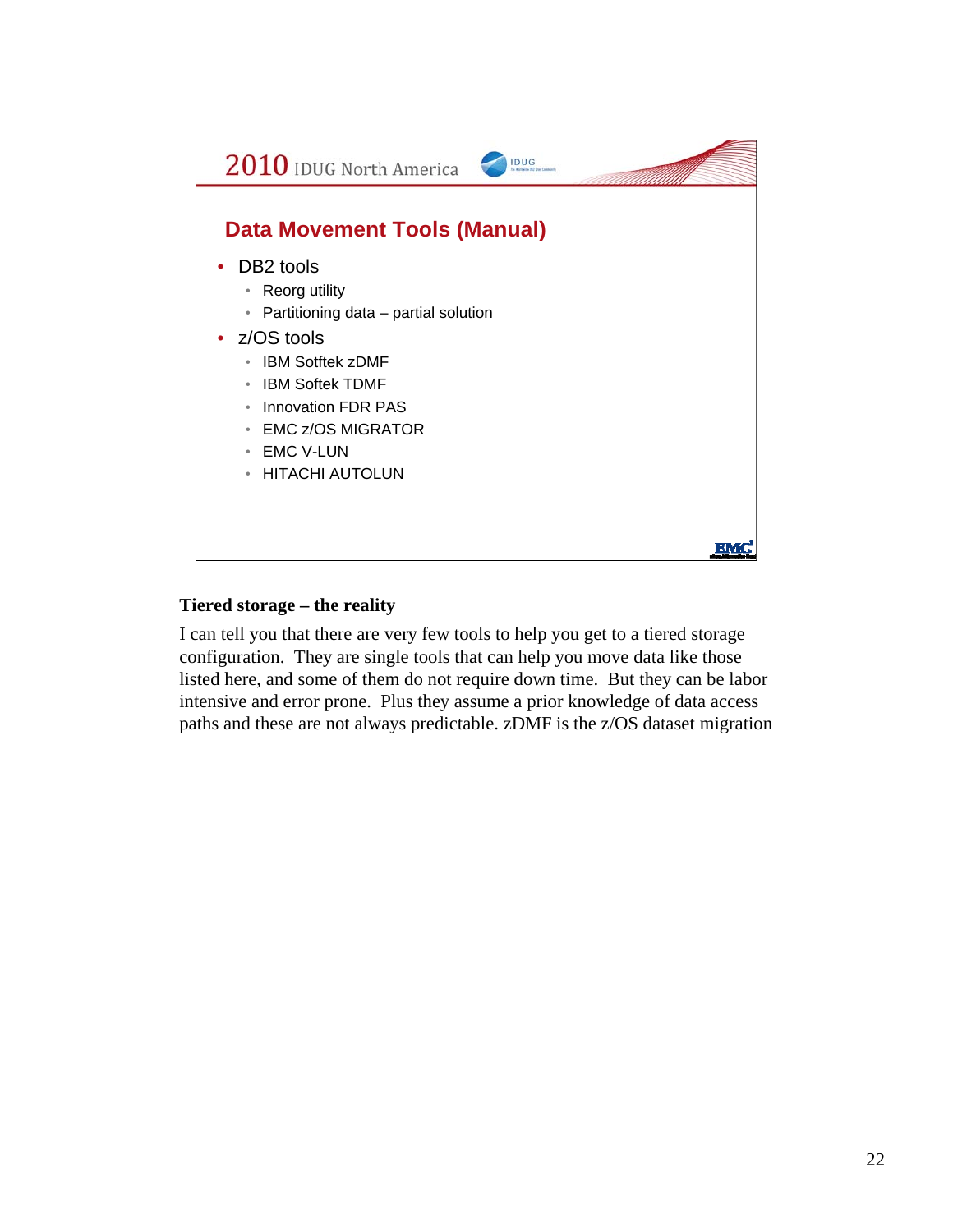## Data Movement Tools (Manual)

- DB2 tools
  - Reorg utility
  - Partitioning data – partial solution
- z/OS tools
  - IBM Sotftek zDMF
  - IBM Softek TDMF
  - Innovation FDR PAS
  - EMC z/OS MIGRATOR
  - EMC V-LUN
  - HITACHI AUTOLUN

**Tiered storage – the reality**

I can tell you that there are very few tools to help you get to a tiered storage configuration. They are single tools that can help you move data like those listed here, and some of them do not require down time. But they can be labor intensive and error prone. Plus they assume a prior knowledge of data access paths and these are not always predictable. zDMF is the z/OS dataset migration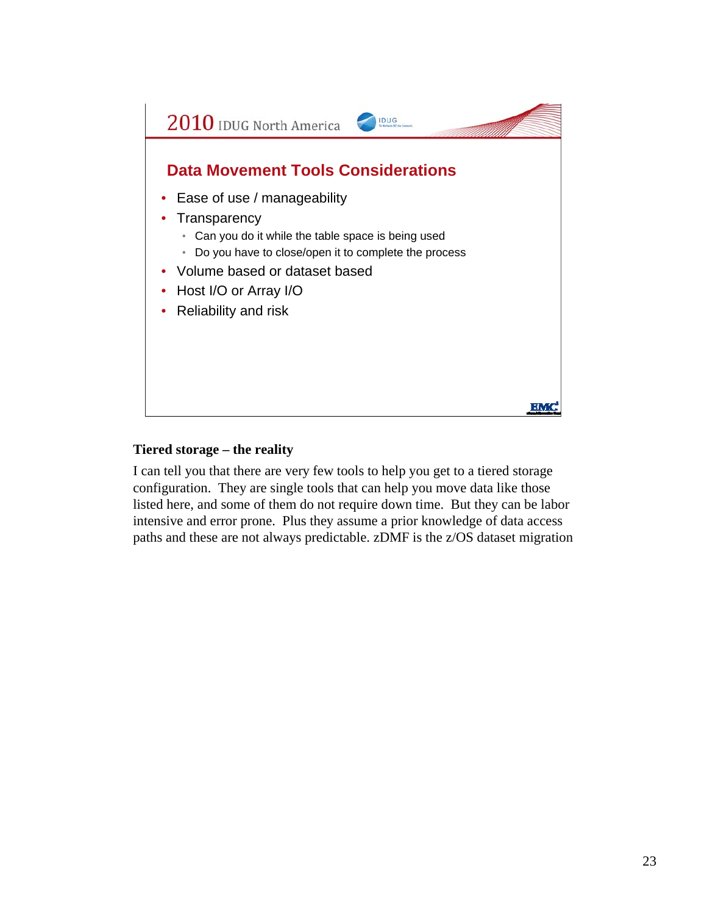## Data Movement Tools Considerations

- Ease of use / manageability
- Transparency
  - Can you do it while the table space is being used
  - Do you have to close/open it to complete the process
- Volume based or dataset based
- Host I/O or Array I/O
- Reliability and risk

**Tiered storage – the reality**

I can tell you that there are very few tools to help you get to a tiered storage configuration. They are single tools that can help you move data like those listed here, and some of them do not require down time. But they can be labor intensive and error prone. Plus they assume a prior knowledge of data access paths and these are not always predictable. zDMF is the z/OS dataset migration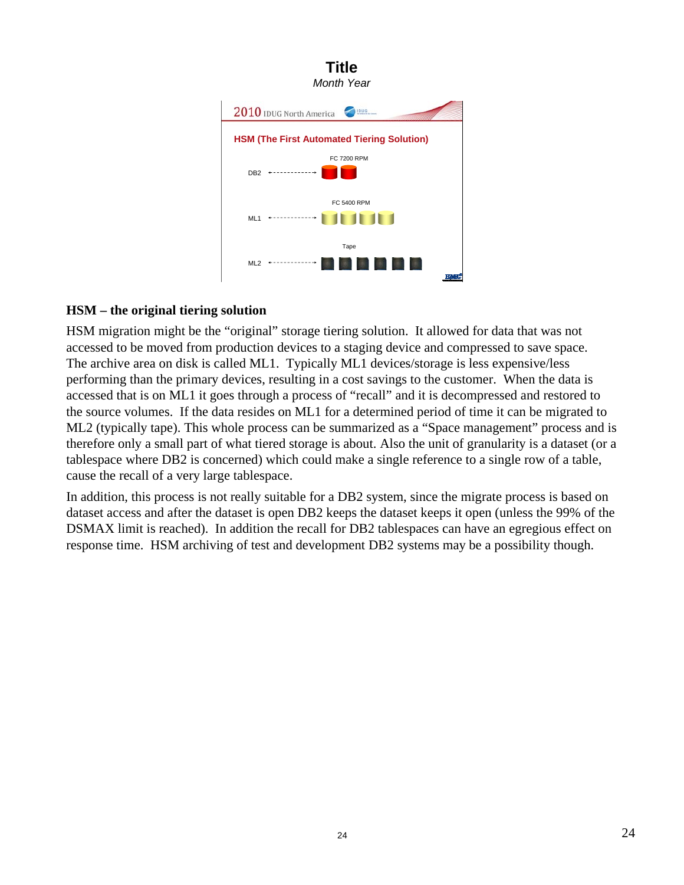**Title**
*Month Year*

2010 IDUG North America

**HSM (The First Automated Tiering Solution)**

FC 7200 RPM

DB2

FC 5400 RPM

ML1

Tape

ML2

**HSM – the original tiering solution**

HSM migration might be the "original" storage tiering solution. It allowed for data that was not accessed to be moved from production devices to a staging device and compressed to save space. The archive area on disk is called ML1. Typically ML1 devices/storage is less expensive/less performing than the primary devices, resulting in a cost savings to the customer. When the data is accessed that is on ML1 it goes through a process of "recall" and it is decompressed and restored to the source volumes. If the data resides on ML1 for a determined period of time it can be migrated to ML2 (typically tape). This whole process can be summarized as a "Space management" process and is therefore only a small part of what tiered storage is about. Also the unit of granularity is a dataset (or a tablespace where DB2 is concerned) which could make a single reference to a single row of a table, cause the recall of a very large tablespace.

In addition, this process is not really suitable for a DB2 system, since the migrate process is based on dataset access and after the dataset is open DB2 keeps the dataset keeps it open (unless the 99% of the DSMAX limit is reached). In addition the recall for DB2 tablespaces can have an egregious effect on response time. HSM archiving of test and development DB2 systems may be a possibility though.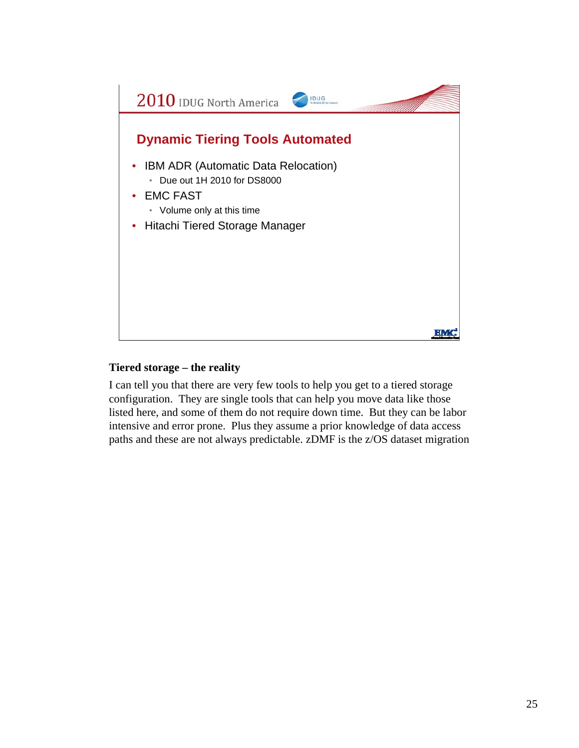## Dynamic Tiering Tools Automated

- IBM ADR (Automatic Data Relocation)
  - Due out 1H 2010 for DS8000
- EMC FAST
  - Volume only at this time
- Hitachi Tiered Storage Manager

**Tiered storage – the reality**

I can tell you that there are very few tools to help you get to a tiered storage configuration. They are single tools that can help you move data like those listed here, and some of them do not require down time. But they can be labor intensive and error prone. Plus they assume a prior knowledge of data access paths and these are not always predictable. zDMF is the z/OS dataset migration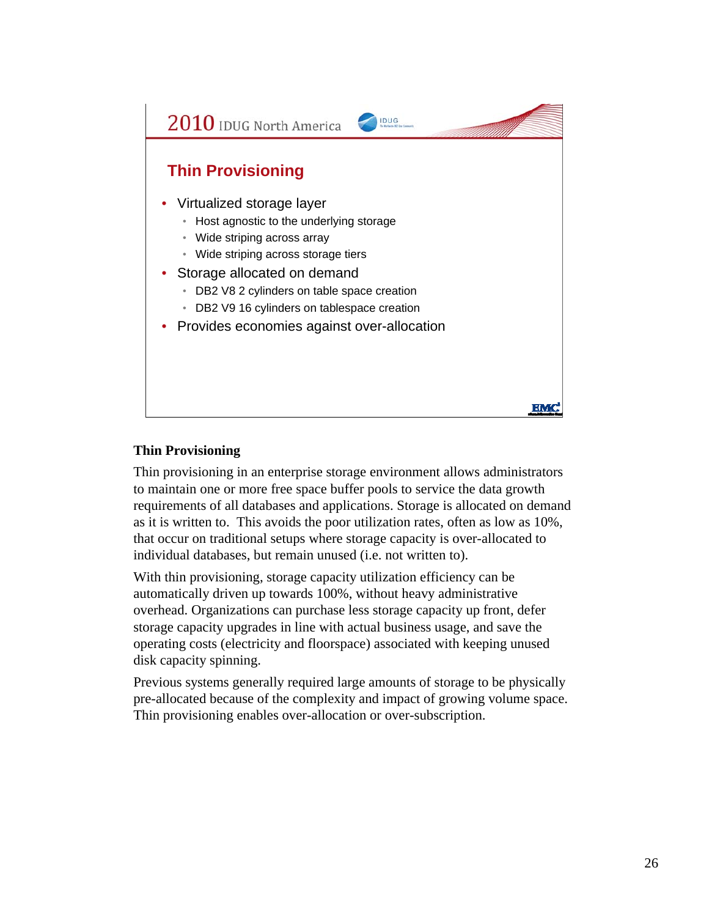## Thin Provisioning

- Virtualized storage layer
  - Host agnostic to the underlying storage
  - Wide striping across array
  - Wide striping across storage tiers
- Storage allocated on demand
  - DB2 V8 2 cylinders on table space creation
  - DB2 V9 16 cylinders on tablespace creation
- Provides economies against over-allocation

### Thin Provisioning

Thin provisioning in an enterprise storage environment allows administrators to maintain one or more free space buffer pools to service the data growth requirements of all databases and applications. Storage is allocated on demand as it is written to. This avoids the poor utilization rates, often as low as 10%, that occur on traditional setups where storage capacity is over-allocated to individual databases, but remain unused (i.e. not written to).

With thin provisioning, storage capacity utilization efficiency can be automatically driven up towards 100%, without heavy administrative overhead. Organizations can purchase less storage capacity up front, defer storage capacity upgrades in line with actual business usage, and save the operating costs (electricity and floorspace) associated with keeping unused disk capacity spinning.

Previous systems generally required large amounts of storage to be physically pre-allocated because of the complexity and impact of growing volume space. Thin provisioning enables over-allocation or over-subscription.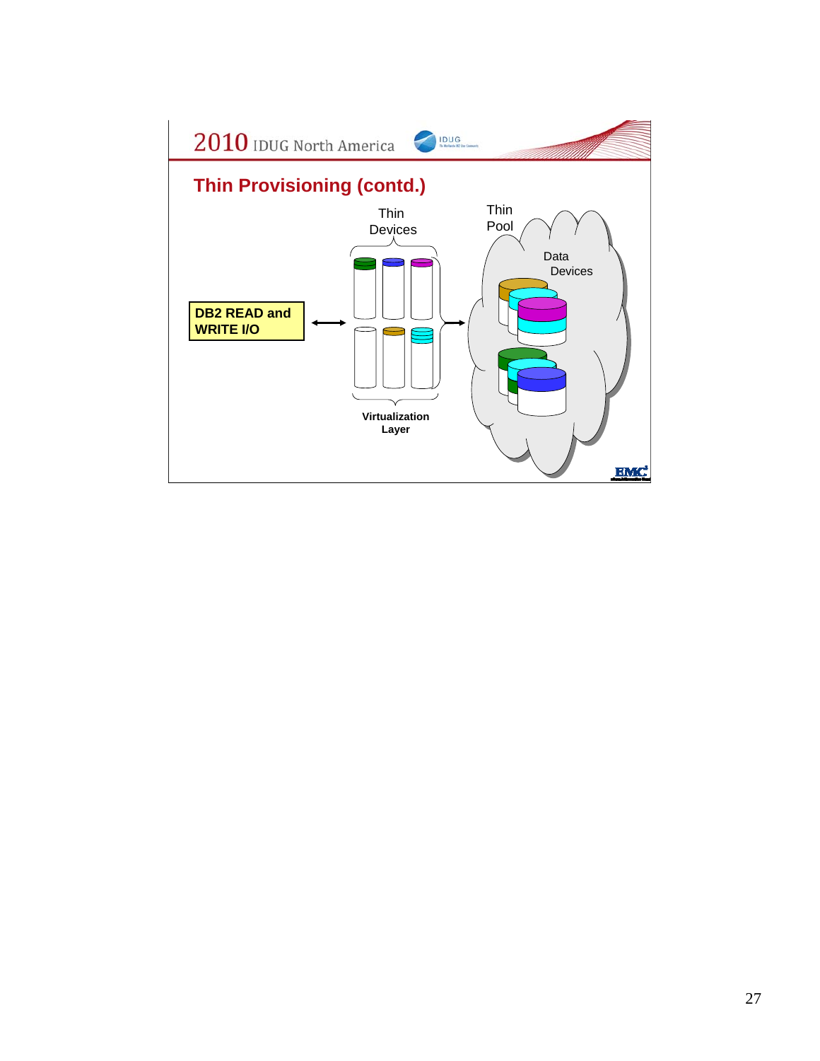## Thin Provisioning (contd.)

DB2 READ and WRITE I/O

Thin Devices

Virtualization Layer

Thin Pool

Data Devices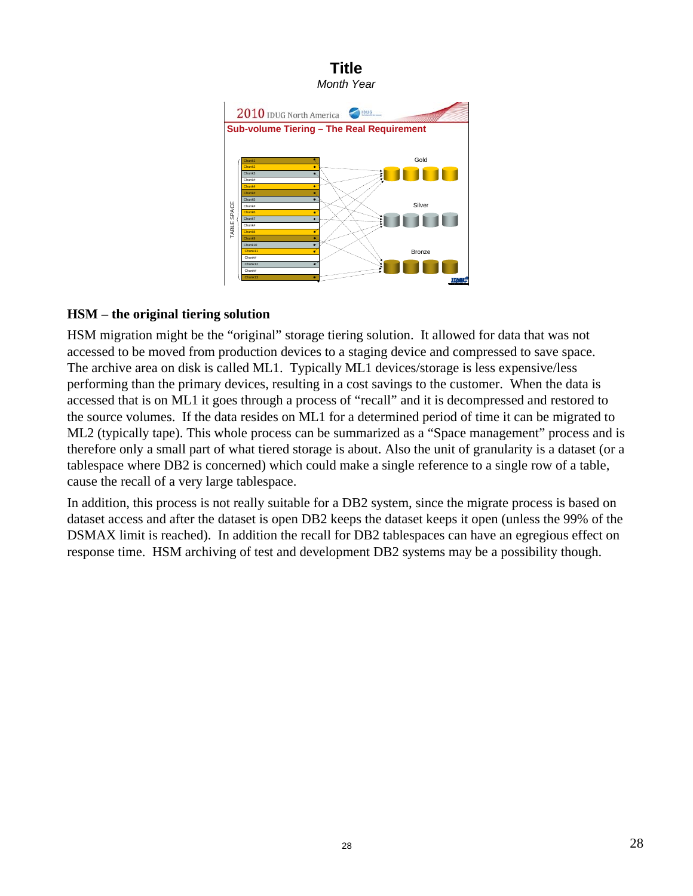**Title**

*Month Year*

2010 IDUG North America

**Sub-volume Tiering – The Real Requirement**

## HSM – the original tiering solution

HSM migration might be the “original” storage tiering solution. It allowed for data that was not accessed to be moved from production devices to a staging device and compressed to save space. The archive area on disk is called ML1. Typically ML1 devices/storage is less expensive/less performing than the primary devices, resulting in a cost savings to the customer. When the data is accessed that is on ML1 it goes through a process of “recall” and it is decompressed and restored to the source volumes. If the data resides on ML1 for a determined period of time it can be migrated to ML2 (typically tape). This whole process can be summarized as a “Space management” process and is therefore only a small part of what tiered storage is about. Also the unit of granularity is a dataset (or a tablespace where DB2 is concerned) which could make a single reference to a single row of a table, cause the recall of a very large tablespace.

In addition, this process is not really suitable for a DB2 system, since the migrate process is based on dataset access and after the dataset is open DB2 keeps the dataset keeps it open (unless the 99% of the DSMAX limit is reached). In addition the recall for DB2 tablespaces can have an egregious effect on response time. HSM archiving of test and development DB2 systems may be a possibility though.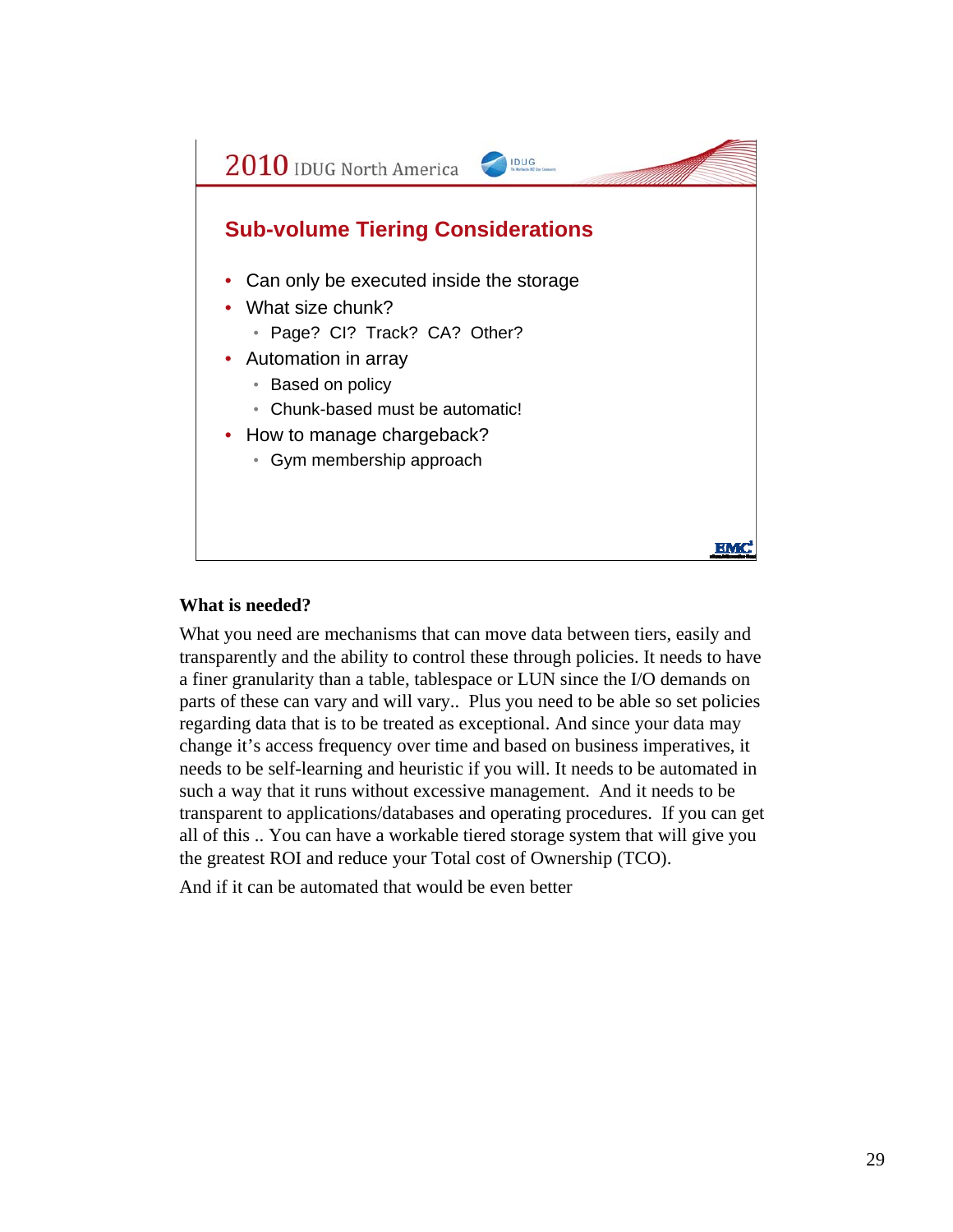## Sub-volume Tiering Considerations

- Can only be executed inside the storage
- What size chunk?
  - Page? CI? Track? CA? Other?
- Automation in array
  - Based on policy
  - Chunk-based must be automatic!
- How to manage chargeback?
  - Gym membership approach

**What is needed?**

What you need are mechanisms that can move data between tiers, easily and transparently and the ability to control these through policies. It needs to have a finer granularity than a table, tablespace or LUN since the I/O demands on parts of these can vary and will vary.. Plus you need to be able so set policies regarding data that is to be treated as exceptional. And since your data may change it's access frequency over time and based on business imperatives, it needs to be self-learning and heuristic if you will. It needs to be automated in such a way that it runs without excessive management. And it needs to be transparent to applications/databases and operating procedures. If you can get all of this .. You can have a workable tiered storage system that will give you the greatest ROI and reduce your Total cost of Ownership (TCO).

And if it can be automated that would be even better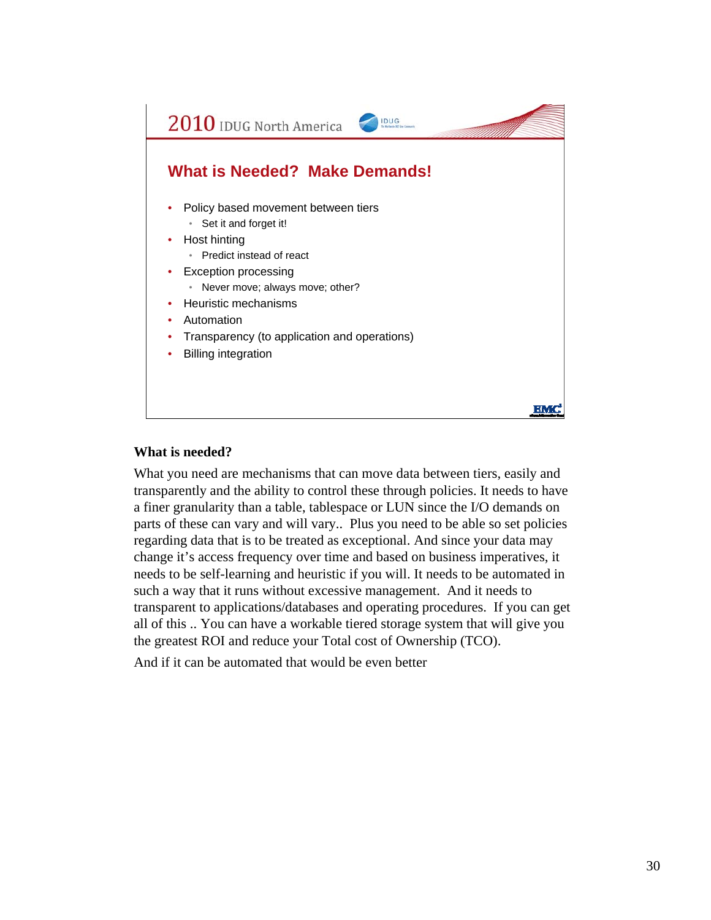## What is Needed? Make Demands!

- Policy based movement between tiers
  - Set it and forget it!
- Host hinting
  - Predict instead of react
- Exception processing
  - Never move; always move; other?
- Heuristic mechanisms
- Automation
- Transparency (to application and operations)
- Billing integration

**What is needed?**

What you need are mechanisms that can move data between tiers, easily and transparently and the ability to control these through policies. It needs to have a finer granularity than a table, tablespace or LUN since the I/O demands on parts of these can vary and will vary.. Plus you need to be able so set policies regarding data that is to be treated as exceptional. And since your data may change it's access frequency over time and based on business imperatives, it needs to be self-learning and heuristic if you will. It needs to be automated in such a way that it runs without excessive management. And it needs to transparent to applications/databases and operating procedures. If you can get all of this .. You can have a workable tiered storage system that will give you the greatest ROI and reduce your Total cost of Ownership (TCO).

And if it can be automated that would be even better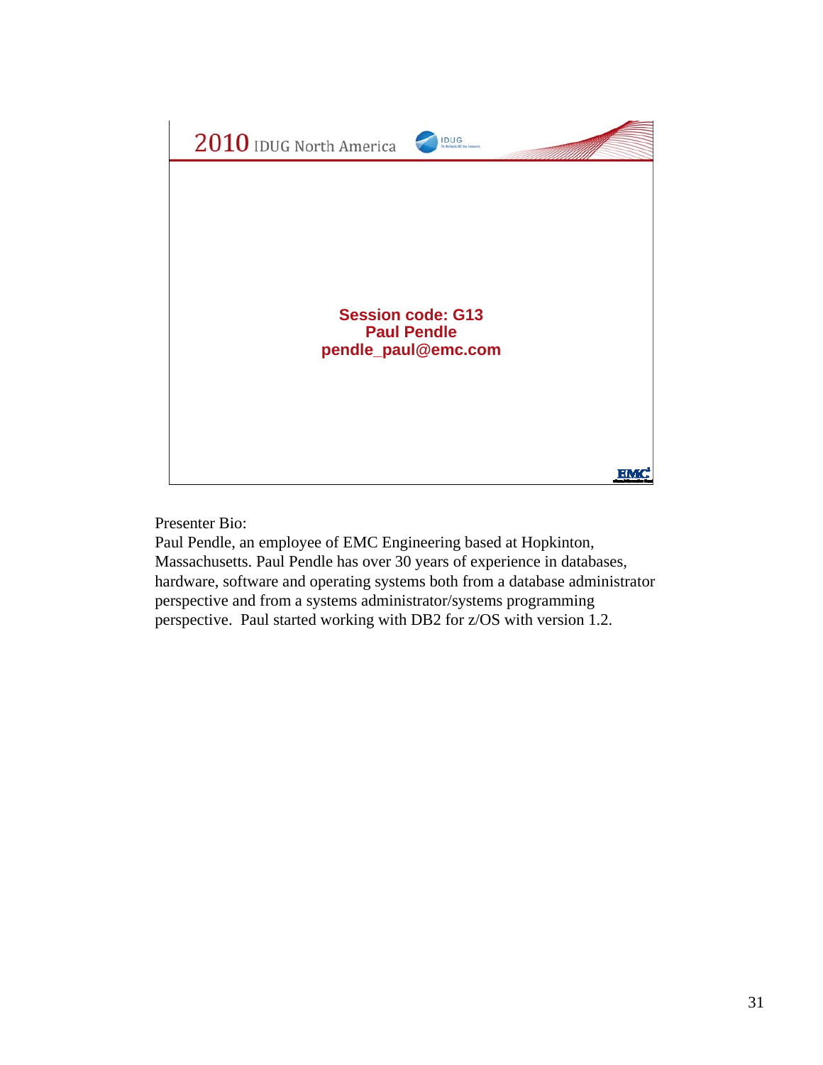2010 IDUG North America

**Session code: G13**
**Paul Pendle**
**pendle_paul@emc.com**

Presenter Bio:
Paul Pendle, an employee of EMC Engineering based at Hopkinton, Massachusetts. Paul Pendle has over 30 years of experience in databases, hardware, software and operating systems both from a database administrator perspective and from a systems administrator/systems programming perspective. Paul started working with DB2 for z/OS with version 1.2.